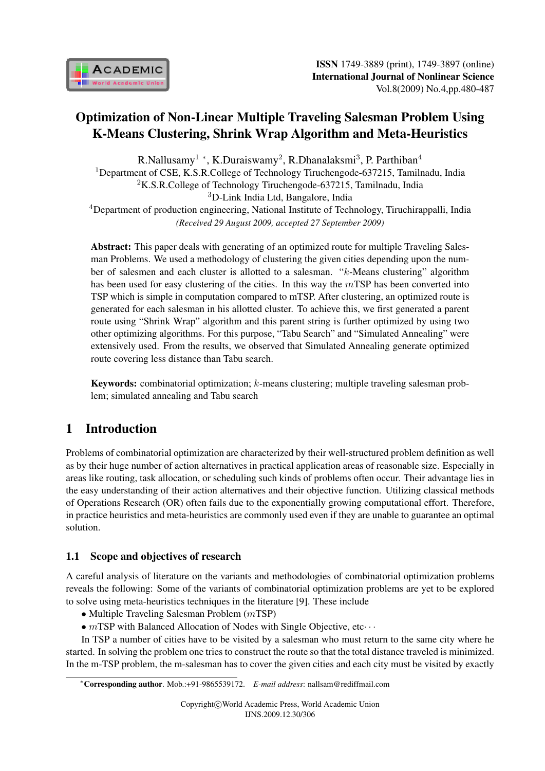# Optimization of Non-Linear Multiple Traveling Salesman Problem Using K-Means Clustering, Shrink Wrap Algorithm and Meta-Heuristics

R.Nallusamy[1] *, K.Duraiswamy[2], R.Dhanalaksmi[3], P. Parthiban[4]

[1]Department of CSE, K.S.R.College of Technology Tiruchengode-637215, Tamilnadu, India

[2]K.S.R.College of Technology Tiruchengode-637215, Tamilnadu, India

[3]D-Link India Ltd, Bangalore, India

[4]Department of production engineering, National Institute of Technology, Tiruchirappalli, India

*(Received 29 August 2009, accepted 27 September 2009)*

**Abstract:** This paper deals with generating of an optimized route for multiple Traveling Salesman Problems. We used a methodology of clustering the given cities depending upon the number of salesmen and each cluster is allotted to a salesman. "$k$-Means clustering" algorithm has been used for easy clustering of the cities. In this way the $m$TSP has been converted into TSP which is simple in computation compared to mTSP. After clustering, an optimized route is generated for each salesman in his allotted cluster. To achieve this, we first generated a parent route using "Shrink Wrap" algorithm and this parent string is further optimized by using two other optimizing algorithms. For this purpose, "Tabu Search" and "Simulated Annealing" were extensively used. From the results, we observed that Simulated Annealing generate optimized route covering less distance than Tabu search.

**Keywords:** combinatorial optimization; $k$-means clustering; multiple traveling salesman problem; simulated annealing and Tabu search

## 1 Introduction

Problems of combinatorial optimization are characterized by their well-structured problem definition as well as by their huge number of action alternatives in practical application areas of reasonable size. Especially in areas like routing, task allocation, or scheduling such kinds of problems often occur. Their advantage lies in the easy understanding of their action alternatives and their objective function. Utilizing classical methods of Operations Research (OR) often fails due to the exponentially growing computational effort. Therefore, in practice heuristics and meta-heuristics are commonly used even if they are unable to guarantee an optimal solution.

### 1.1 Scope and objectives of research

A careful analysis of literature on the variants and methodologies of combinatorial optimization problems reveals the following: Some of the variants of combinatorial optimization problems are yet to be explored to solve using meta-heuristics techniques in the literature [9]. These include

- Multiple Traveling Salesman Problem ($m$TSP)
- $m$TSP with Balanced Allocation of Nodes with Single Objective, etc$\cdots$

In TSP a number of cities have to be visited by a salesman who must return to the same city where he started. In solving the problem one tries to construct the route so that the total distance traveled is minimized. In the m-TSP problem, the m-salesman has to cover the given cities and each city must be visited by exactly

*Corresponding author. Mob.:+91-9865539172. *E-mail address*: nallsam@rediffmail.com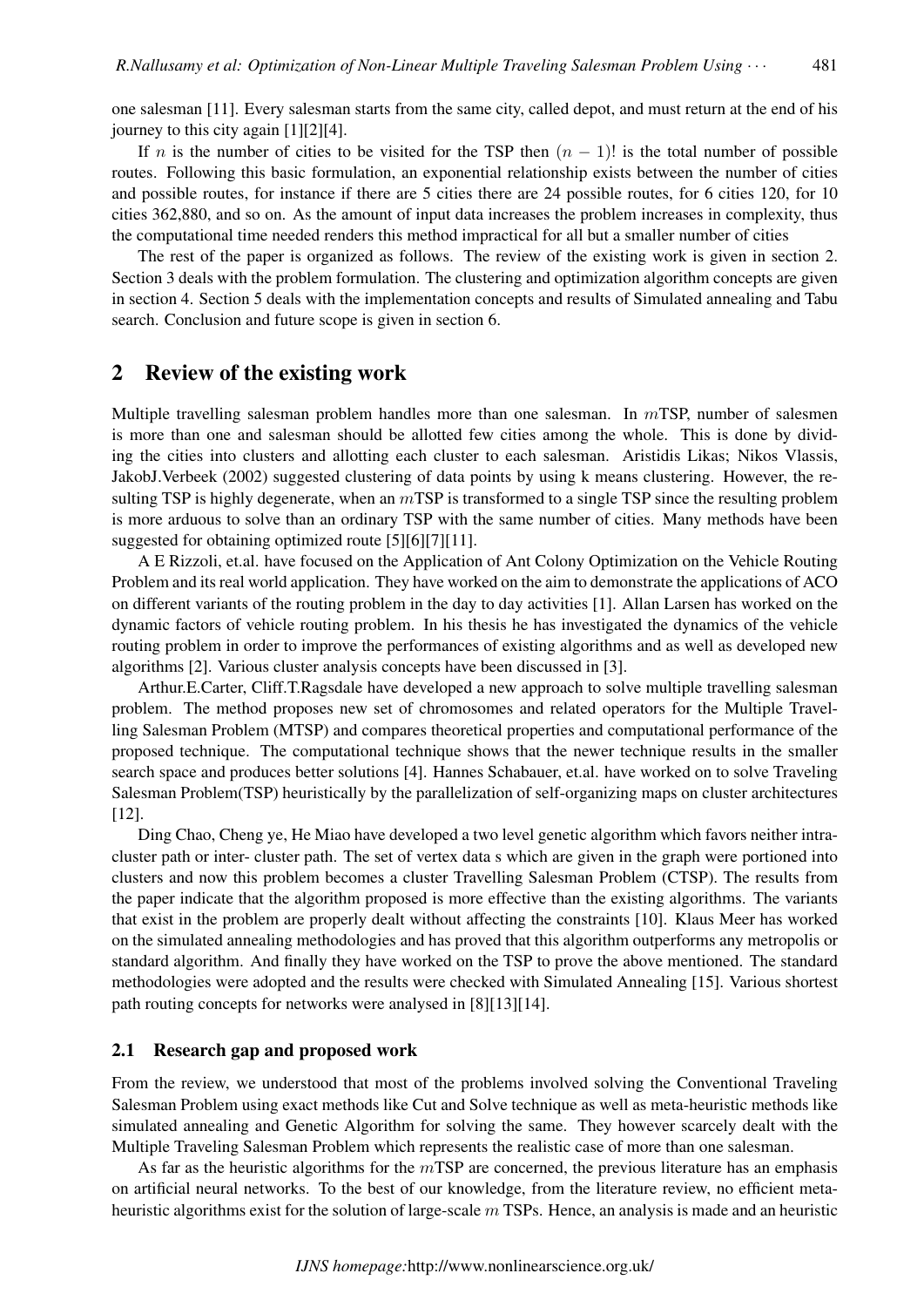one salesman [11]. Every salesman starts from the same city, called depot, and must return at the end of his journey to this city again [1][2][4].

If $n$ is the number of cities to be visited for the TSP then $(n-1)!$ is the total number of possible routes. Following this basic formulation, an exponential relationship exists between the number of cities and possible routes, for instance if there are 5 cities there are 24 possible routes, for 6 cities 120, for 10 cities 362,880, and so on. As the amount of input data increases the problem increases in complexity, thus the computational time needed renders this method impractical for all but a smaller number of cities

The rest of the paper is organized as follows. The review of the existing work is given in section 2. Section 3 deals with the problem formulation. The clustering and optimization algorithm concepts are given in section 4. Section 5 deals with the implementation concepts and results of Simulated annealing and Tabu search. Conclusion and future scope is given in section 6.

## 2 Review of the existing work

Multiple travelling salesman problem handles more than one salesman. In $m$TSP, number of salesmen is more than one and salesman should be allotted few cities among the whole. This is done by dividing the cities into clusters and allotting each cluster to each salesman. Aristidis Likas; Nikos Vlassis, JakobJ.Verbeek (2002) suggested clustering of data points by using k means clustering. However, the resulting TSP is highly degenerate, when an $m$TSP is transformed to a single TSP since the resulting problem is more arduous to solve than an ordinary TSP with the same number of cities. Many methods have been suggested for obtaining optimized route [5][6][7][11].

A E Rizzoli, et.al. have focused on the Application of Ant Colony Optimization on the Vehicle Routing Problem and its real world application. They have worked on the aim to demonstrate the applications of ACO on different variants of the routing problem in the day to day activities [1]. Allan Larsen has worked on the dynamic factors of vehicle routing problem. In his thesis he has investigated the dynamics of the vehicle routing problem in order to improve the performances of existing algorithms and as well as developed new algorithms [2]. Various cluster analysis concepts have been discussed in [3].

Arthur.E.Carter, Cliff.T.Ragsdale have developed a new approach to solve multiple travelling salesman problem. The method proposes new set of chromosomes and related operators for the Multiple Travelling Salesman Problem (MTSP) and compares theoretical properties and computational performance of the proposed technique. The computational technique shows that the newer technique results in the smaller search space and produces better solutions [4]. Hannes Schabauer, et.al. have worked on to solve Traveling Salesman Problem(TSP) heuristically by the parallelization of self-organizing maps on cluster architectures [12].

Ding Chao, Cheng ye, He Miao have developed a two level genetic algorithm which favors neither intra-cluster path or inter- cluster path. The set of vertex data s which are given in the graph were portioned into clusters and now this problem becomes a cluster Travelling Salesman Problem (CTSP). The results from the paper indicate that the algorithm proposed is more effective than the existing algorithms. The variants that exist in the problem are properly dealt without affecting the constraints [10]. Klaus Meer has worked on the simulated annealing methodologies and has proved that this algorithm outperforms any metropolis or standard algorithm. And finally they have worked on the TSP to prove the above mentioned. The standard methodologies were adopted and the results were checked with Simulated Annealing [15]. Various shortest path routing concepts for networks were analysed in [8][13][14].

### 2.1 Research gap and proposed work

From the review, we understood that most of the problems involved solving the Conventional Traveling Salesman Problem using exact methods like Cut and Solve technique as well as meta-heuristic methods like simulated annealing and Genetic Algorithm for solving the same. They however scarcely dealt with the Multiple Traveling Salesman Problem which represents the realistic case of more than one salesman.

As far as the heuristic algorithms for the $m$TSP are concerned, the previous literature has an emphasis on artificial neural networks. To the best of our knowledge, from the literature review, no efficient meta-heuristic algorithms exist for the solution of large-scale $m$ TSPs. Hence, an analysis is made and an heuristic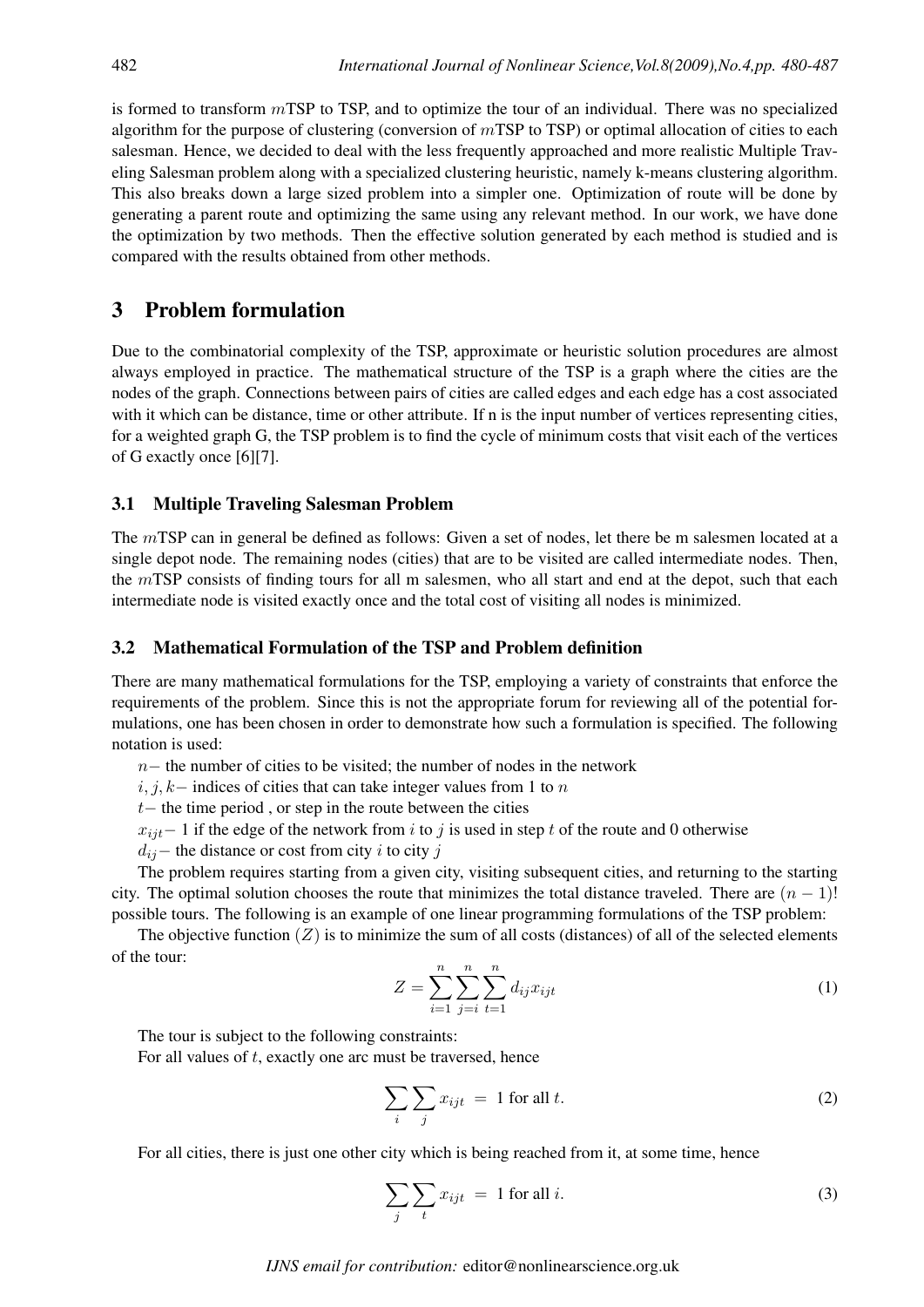is formed to transform $m$TSP to TSP, and to optimize the tour of an individual. There was no specialized algorithm for the purpose of clustering (conversion of $m$TSP to TSP) or optimal allocation of cities to each salesman. Hence, we decided to deal with the less frequently approached and more realistic Multiple Traveling Salesman problem along with a specialized clustering heuristic, namely k-means clustering algorithm. This also breaks down a large sized problem into a simpler one. Optimization of route will be done by generating a parent route and optimizing the same using any relevant method. In our work, we have done the optimization by two methods. Then the effective solution generated by each method is studied and is compared with the results obtained from other methods.

## 3 Problem formulation

Due to the combinatorial complexity of the TSP, approximate or heuristic solution procedures are almost always employed in practice. The mathematical structure of the TSP is a graph where the cities are the nodes of the graph. Connections between pairs of cities are called edges and each edge has a cost associated with it which can be distance, time or other attribute. If n is the input number of vertices representing cities, for a weighted graph G, the TSP problem is to find the cycle of minimum costs that visit each of the vertices of G exactly once [6][7].

### 3.1 Multiple Traveling Salesman Problem

The $m$TSP can in general be defined as follows: Given a set of nodes, let there be m salesmen located at a single depot node. The remaining nodes (cities) that are to be visited are called intermediate nodes. Then, the $m$TSP consists of finding tours for all m salesmen, who all start and end at the depot, such that each intermediate node is visited exactly once and the total cost of visiting all nodes is minimized.

### 3.2 Mathematical Formulation of the TSP and Problem definition

There are many mathematical formulations for the TSP, employing a variety of constraints that enforce the requirements of the problem. Since this is not the appropriate forum for reviewing all of the potential formulations, one has been chosen in order to demonstrate how such a formulation is specified. The following notation is used:

$n-$ the number of cities to be visited; the number of nodes in the network

$i, j, k-$ indices of cities that can take integer values from 1 to $n$

$t-$ the time period , or step in the route between the cities

$x_{ijt}-$ 1 if the edge of the network from $i$ to $j$ is used in step $t$ of the route and 0 otherwise

$d_{ij}-$ the distance or cost from city $i$ to city $j$

The problem requires starting from a given city, visiting subsequent cities, and returning to the starting city. The optimal solution chooses the route that minimizes the total distance traveled. There are $(n-1)!$ possible tours. The following is an example of one linear programming formulations of the TSP problem:

The objective function $(Z)$ is to minimize the sum of all costs (distances) of all of the selected elements of the tour:

$$Z = \sum_{i=1}^{n} \sum_{j=i}^{n} \sum_{t=1}^{n} d_{ij} x_{ijt} \tag{1}$$

The tour is subject to the following constraints:

For all values of $t$, exactly one arc must be traversed, hence

$$\sum_{i} \sum_{j} x_{ijt} \ = \ 1 \text{ for all } t. \tag{2}$$

For all cities, there is just one other city which is being reached from it, at some time, hence

$$\sum_{j} \sum_{t} x_{ijt} \ = \ 1 \text{ for all } i. \tag{3}$$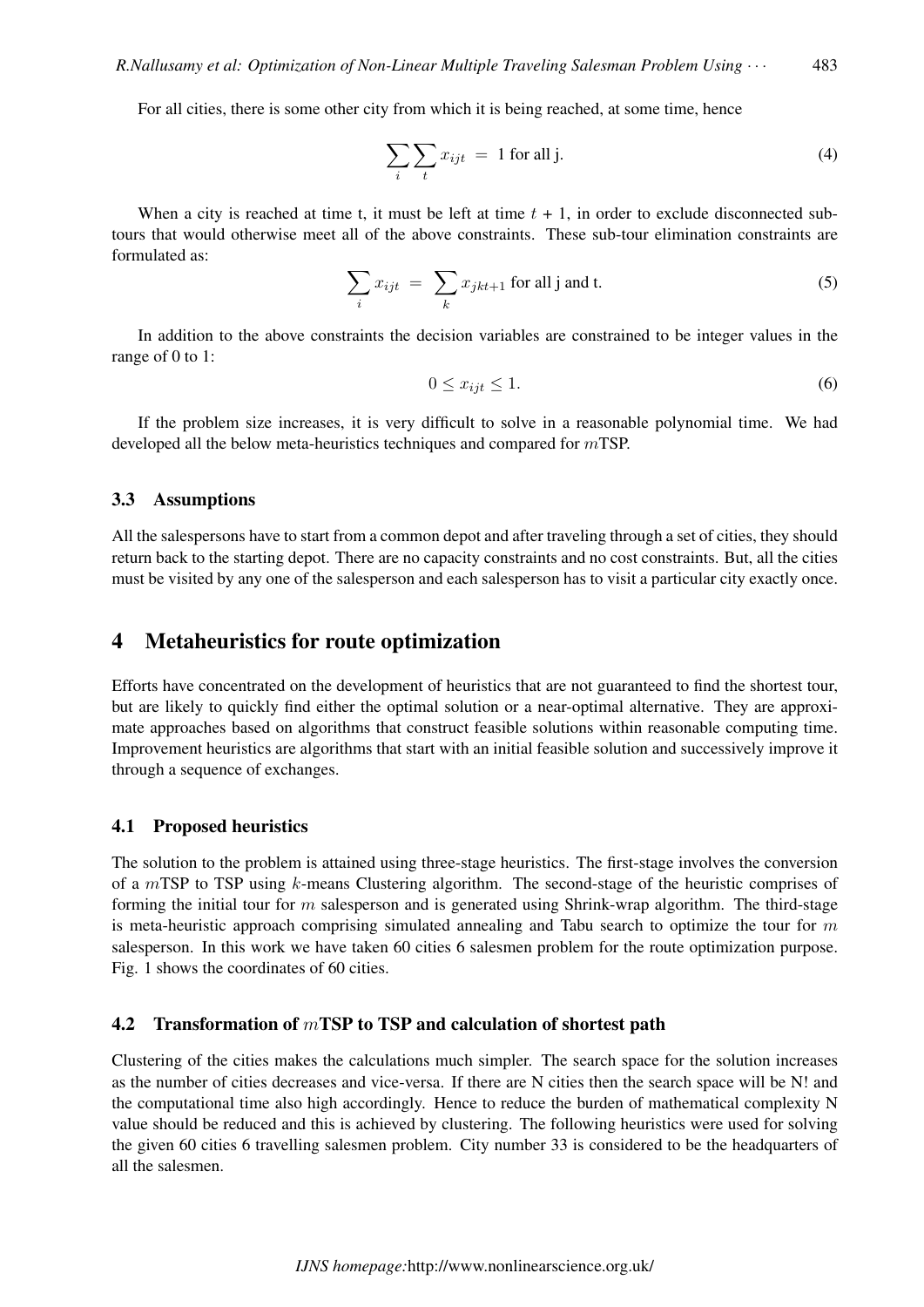For all cities, there is some other city from which it is being reached, at some time, hence

$$\sum_{i}\sum_{t} x_{ijt} \; = \; 1 \text{ for all j.} \tag{4}$$

When a city is reached at time t, it must be left at time $t$ + 1, in order to exclude disconnected sub-tours that would otherwise meet all of the above constraints. These sub-tour elimination constraints are formulated as:

$$\sum_{i} x_{ijt} \; = \; \sum_{k} x_{jkt+1} \text{ for all j and t.} \tag{5}$$

In addition to the above constraints the decision variables are constrained to be integer values in the range of 0 to 1:

$$0 \leq x_{ijt} \leq 1. \tag{6}$$

If the problem size increases, it is very difficult to solve in a reasonable polynomial time. We had developed all the below meta-heuristics techniques and compared for $m$TSP.

### 3.3 Assumptions

All the salespersons have to start from a common depot and after traveling through a set of cities, they should return back to the starting depot. There are no capacity constraints and no cost constraints. But, all the cities must be visited by any one of the salesperson and each salesperson has to visit a particular city exactly once.

## 4 Metaheuristics for route optimization

Efforts have concentrated on the development of heuristics that are not guaranteed to find the shortest tour, but are likely to quickly find either the optimal solution or a near-optimal alternative. They are approximate approaches based on algorithms that construct feasible solutions within reasonable computing time. Improvement heuristics are algorithms that start with an initial feasible solution and successively improve it through a sequence of exchanges.

### 4.1 Proposed heuristics

The solution to the problem is attained using three-stage heuristics. The first-stage involves the conversion of a $m$TSP to TSP using $k$-means Clustering algorithm. The second-stage of the heuristic comprises of forming the initial tour for $m$ salesperson and is generated using Shrink-wrap algorithm. The third-stage is meta-heuristic approach comprising simulated annealing and Tabu search to optimize the tour for $m$ salesperson. In this work we have taken 60 cities 6 salesmen problem for the route optimization purpose. Fig. 1 shows the coordinates of 60 cities.

### 4.2 Transformation of $m$TSP to TSP and calculation of shortest path

Clustering of the cities makes the calculations much simpler. The search space for the solution increases as the number of cities decreases and vice-versa. If there are N cities then the search space will be N! and the computational time also high accordingly. Hence to reduce the burden of mathematical complexity N value should be reduced and this is achieved by clustering. The following heuristics were used for solving the given 60 cities 6 travelling salesmen problem. City number 33 is considered to be the headquarters of all the salesmen.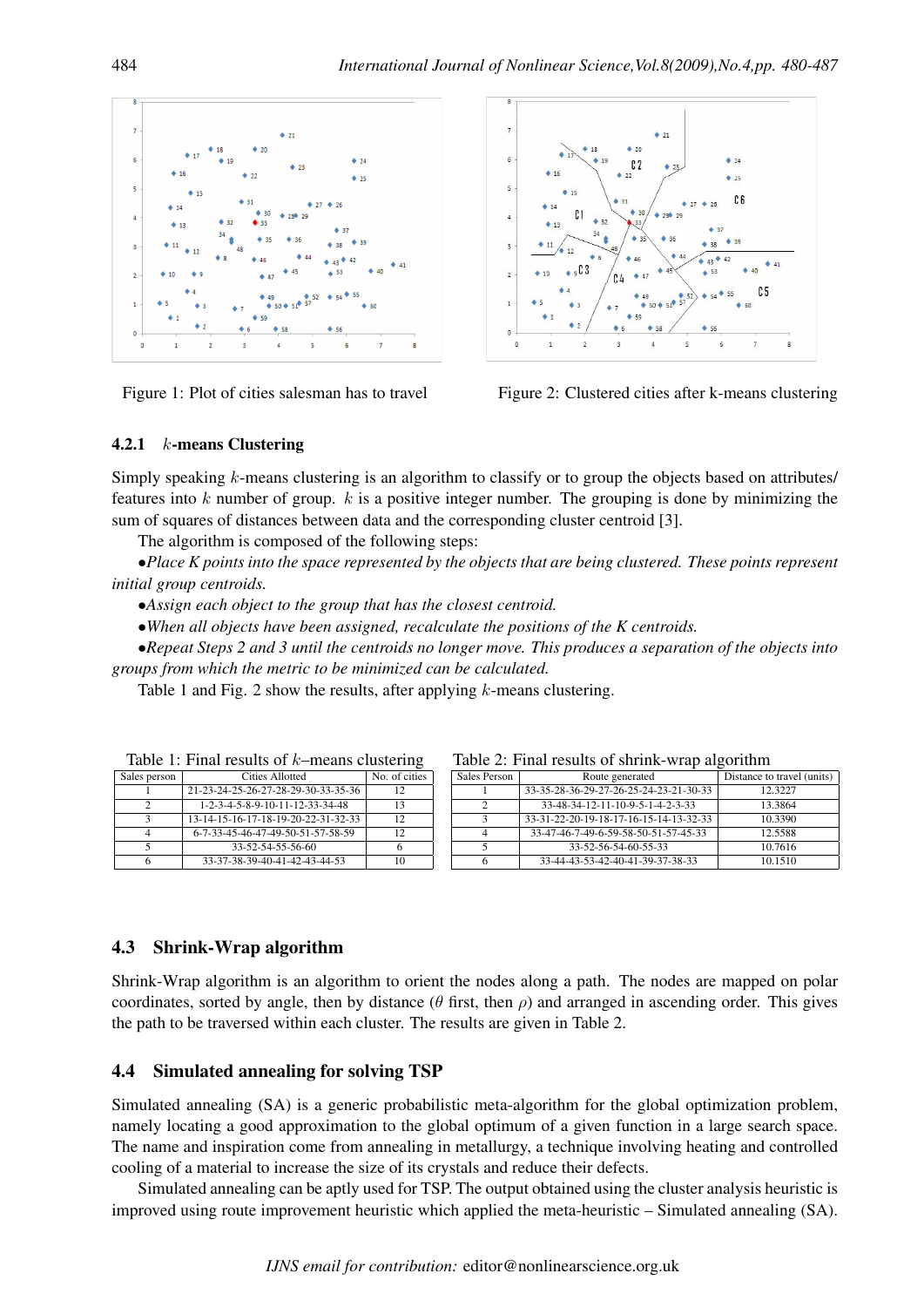Figure 1: Plot of cities salesman has to travel

Figure 2: Clustered cities after k-means clustering

#### 4.2.1 $k$-means Clustering

Simply speaking $k$-means clustering is an algorithm to classify or to group the objects based on attributes/ features into $k$ number of group. $k$ is a positive integer number. The grouping is done by minimizing the sum of squares of distances between data and the corresponding cluster centroid [3].

The algorithm is composed of the following steps:

•*Place K points into the space represented by the objects that are being clustered. These points represent initial group centroids.*

•*Assign each object to the group that has the closest centroid.*

•*When all objects have been assigned, recalculate the positions of the K centroids.*

•*Repeat Steps 2 and 3 until the centroids no longer move. This produces a separation of the objects into groups from which the metric to be minimized can be calculated.*

Table 1 and Fig. 2 show the results, after applying $k$-means clustering.

Table 1: Final results of $k$–means clustering

| Sales person | Cities Allotted | No. of cities |
|---|---|---|
| 1 | 21-23-24-25-26-27-28-29-30-33-35-36 | 12 |
| 2 | 1-2-3-4-5-8-9-10-11-12-33-34-48 | 13 |
| 3 | 13-14-15-16-17-18-19-20-22-31-32-33 | 12 |
| 4 | 6-7-33-45-46-47-49-50-51-57-58-59 | 12 |
| 5 | 33-52-54-55-56-60 | 6 |
| 6 | 33-37-38-39-40-41-42-43-44-53 | 10 |

Table 2: Final results of shrink-wrap algorithm

| Sales Person | Route generated | Distance to travel (units) |
|---|---|---|
| 1 | 33-35-28-36-29-27-26-25-24-23-21-30-33 | 12.3227 |
| 2 | 33-48-34-12-11-10-9-5-1-4-2-3-33 | 13.3864 |
| 3 | 33-31-22-20-19-18-17-16-15-14-13-32-33 | 10.3390 |
| 4 | 33-47-46-7-49-6-59-58-50-51-57-45-33 | 12.5588 |
| 5 | 33-52-56-54-60-55-33 | 10.7616 |
| 6 | 33-44-43-53-42-40-41-39-37-38-33 | 10.1510 |

### 4.3 Shrink-Wrap algorithm

Shrink-Wrap algorithm is an algorithm to orient the nodes along a path. The nodes are mapped on polar coordinates, sorted by angle, then by distance ($\theta$ first, then $\rho$) and arranged in ascending order. This gives the path to be traversed within each cluster. The results are given in Table 2.

### 4.4 Simulated annealing for solving TSP

Simulated annealing (SA) is a generic probabilistic meta-algorithm for the global optimization problem, namely locating a good approximation to the global optimum of a given function in a large search space. The name and inspiration come from annealing in metallurgy, a technique involving heating and controlled cooling of a material to increase the size of its crystals and reduce their defects.

Simulated annealing can be aptly used for TSP. The output obtained using the cluster analysis heuristic is improved using route improvement heuristic which applied the meta-heuristic – Simulated annealing (SA).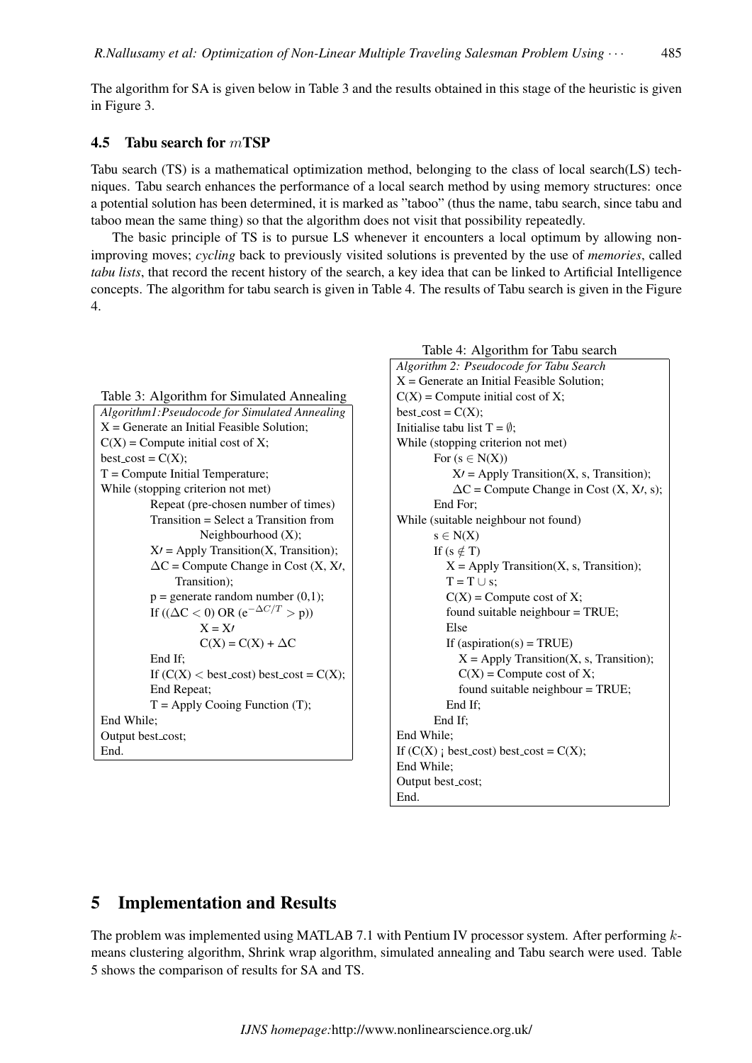The algorithm for SA is given below in Table 3 and the results obtained in this stage of the heuristic is given in Figure 3.

### 4.5 Tabu search for $m$TSP

Tabu search (TS) is a mathematical optimization method, belonging to the class of local search(LS) techniques. Tabu search enhances the performance of a local search method by using memory structures: once a potential solution has been determined, it is marked as "taboo" (thus the name, tabu search, since tabu and taboo mean the same thing) so that the algorithm does not visit that possibility repeatedly.

The basic principle of TS is to pursue LS whenever it encounters a local optimum by allowing non-improving moves; *cycling* back to previously visited solutions is prevented by the use of *memories*, called *tabu lists*, that record the recent history of the search, a key idea that can be linked to Artificial Intelligence concepts. The algorithm for tabu search is given in Table 4. The results of Tabu search is given in the Figure 4.

Table 3: Algorithm for Simulated Annealing

```
Algorithm1:Pseudocode for Simulated Annealing
X = Generate an Initial Feasible Solution;
C(X) = Compute initial cost of X;
best_cost = C(X);
T = Compute Initial Temperature;
While (stopping criterion not met)
        Repeat (pre-chosen number of times)
        Transition = Select a Transition from
                Neighbourhood (X);
        X′ = Apply Transition(X, Transition);
        ΔC = Compute Change in Cost (X, X′,
            Transition);
        p = generate random number (0,1);
        If ((ΔC < 0) OR (e^(−ΔC/T) > p))
                X = X′
                C(X) = C(X) + ΔC
        End If;
        If (C(X) < best_cost) best_cost = C(X);
        End Repeat;
        T = Apply Cooing Function (T);
End While;
Output best_cost;
End.
```

Table 4: Algorithm for Tabu search

```
Algorithm 2: Pseudocode for Tabu Search
X = Generate an Initial Feasible Solution;
C(X) = Compute initial cost of X;
best_cost = C(X);
Initialise tabu list T = ∅;
While (stopping criterion not met)
        For (s ∈ N(X))
            X′ = Apply Transition(X, s, Transition);
            ΔC = Compute Change in Cost (X, X′, s);
        End For;
While (suitable neighbour not found)
        s ∈ N(X)
        If (s ∉ T)
            X = Apply Transition(X, s, Transition);
            T = T ∪ s;
            C(X) = Compute cost of X;
            found suitable neighbour = TRUE;
            Else
            If (aspiration(s) = TRUE)
                X = Apply Transition(X, s, Transition);
                C(X) = Compute cost of X;
                found suitable neighbour = TRUE;
            End If;
        End If;
End While;
If (C(X) ¡ best_cost) best_cost = C(X);
End While;
Output best_cost;
End.
```

## 5 Implementation and Results

The problem was implemented using MATLAB 7.1 with Pentium IV processor system. After performing $k$-means clustering algorithm, Shrink wrap algorithm, simulated annealing and Tabu search were used. Table 5 shows the comparison of results for SA and TS.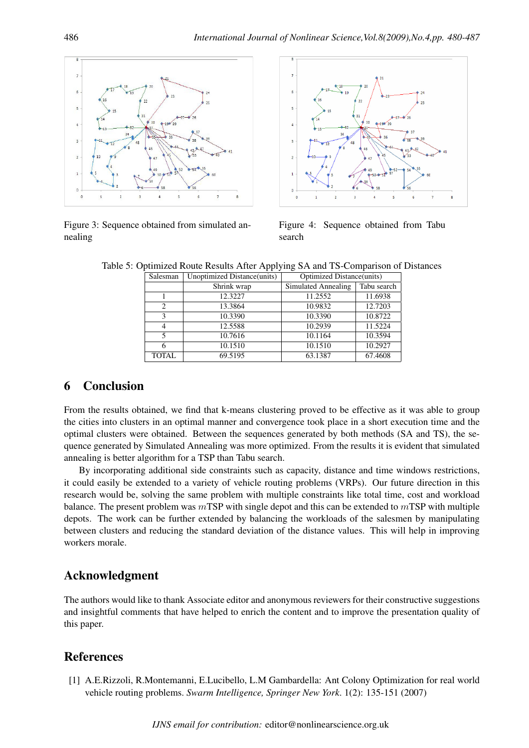Figure 3: Sequence obtained from simulated annealing

Figure 4: Sequence obtained from Tabu search

Table 5: Optimized Route Results After Applying SA and TS-Comparison of Distances

| Salesman | Unoptimized Distance(units) | Optimized Distance(units) | |
|---|---|---|---|
| | Shrink wrap | Simulated Annealing | Tabu search |
| 1 | 12.3227 | 11.2552 | 11.6938 |
| 2 | 13.3864 | 10.9832 | 12.7203 |
| 3 | 10.3390 | 10.3390 | 10.8722 |
| 4 | 12.5588 | 10.2939 | 11.5224 |
| 5 | 10.7616 | 10.1164 | 10.3594 |
| 6 | 10.1510 | 10.1510 | 10.2927 |
| TOTAL | 69.5195 | 63.1387 | 67.4608 |

## 6 Conclusion

From the results obtained, we find that k-means clustering proved to be effective as it was able to group the cities into clusters in an optimal manner and convergence took place in a short execution time and the optimal clusters were obtained. Between the sequences generated by both methods (SA and TS), the sequence generated by Simulated Annealing was more optimized. From the results it is evident that simulated annealing is better algorithm for a TSP than Tabu search.

By incorporating additional side constraints such as capacity, distance and time windows restrictions, it could easily be extended to a variety of vehicle routing problems (VRPs). Our future direction in this research would be, solving the same problem with multiple constraints like total time, cost and workload balance. The present problem was $m$TSP with single depot and this can be extended to $m$TSP with multiple depots. The work can be further extended by balancing the workloads of the salesmen by manipulating between clusters and reducing the standard deviation of the distance values. This will help in improving workers morale.

## Acknowledgment

The authors would like to thank Associate editor and anonymous reviewers for their constructive suggestions and insightful comments that have helped to enrich the content and to improve the presentation quality of this paper.

## References

[1] A.E.Rizzoli, R.Montemanni, E.Lucibello, L.M Gambardella: Ant Colony Optimization for real world vehicle routing problems. *Swarm Intelligence, Springer New York*. 1(2): 135-151 (2007)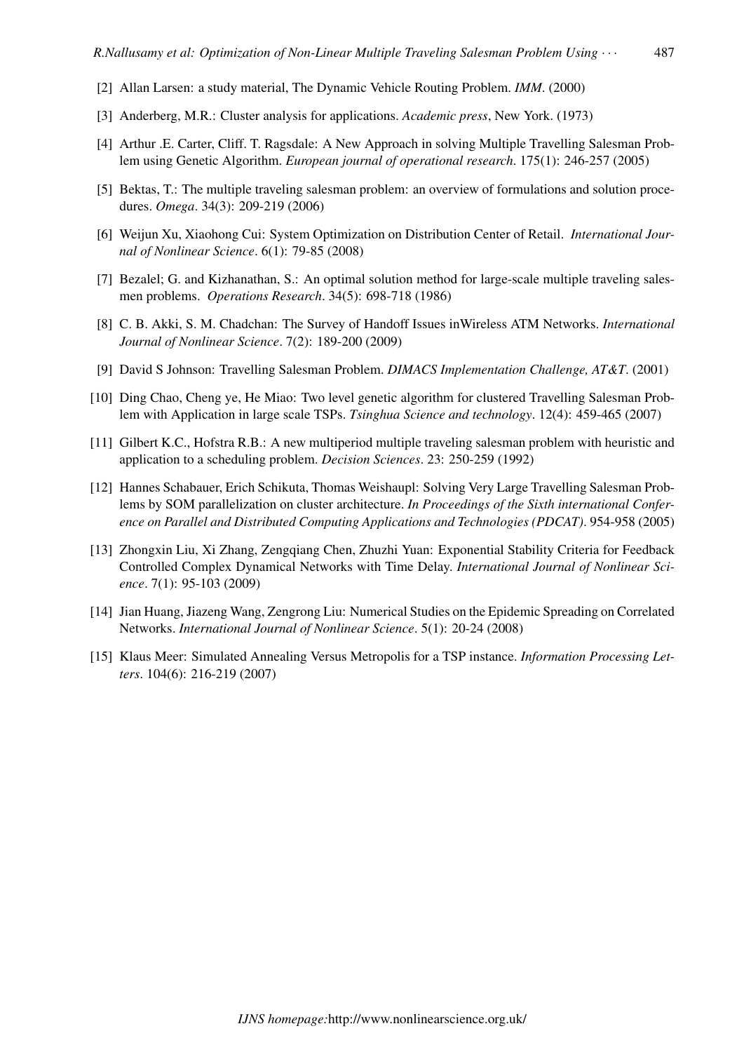[2] Allan Larsen: a study material, The Dynamic Vehicle Routing Problem. *IMM*. (2000)

[3] Anderberg, M.R.: Cluster analysis for applications. *Academic press*, New York. (1973)

[4] Arthur .E. Carter, Cliff. T. Ragsdale: A New Approach in solving Multiple Travelling Salesman Problem using Genetic Algorithm. *European journal of operational research*. 175(1): 246-257 (2005)

[5] Bektas, T.: The multiple traveling salesman problem: an overview of formulations and solution procedures. *Omega*. 34(3): 209-219 (2006)

[6] Weijun Xu, Xiaohong Cui: System Optimization on Distribution Center of Retail. *International Journal of Nonlinear Science*. 6(1): 79-85 (2008)

[7] Bezalel; G. and Kizhanathan, S.: An optimal solution method for large-scale multiple traveling salesmen problems. *Operations Research*. 34(5): 698-718 (1986)

[8] C. B. Akki, S. M. Chadchan: The Survey of Handoff Issues inWireless ATM Networks. *International Journal of Nonlinear Science*. 7(2): 189-200 (2009)

[9] David S Johnson: Travelling Salesman Problem. *DIMACS Implementation Challenge, AT&T*. (2001)

[10] Ding Chao, Cheng ye, He Miao: Two level genetic algorithm for clustered Travelling Salesman Problem with Application in large scale TSPs. *Tsinghua Science and technology*. 12(4): 459-465 (2007)

[11] Gilbert K.C., Hofstra R.B.: A new multiperiod multiple traveling salesman problem with heuristic and application to a scheduling problem. *Decision Sciences*. 23: 250-259 (1992)

[12] Hannes Schabauer, Erich Schikuta, Thomas Weishaupl: Solving Very Large Travelling Salesman Problems by SOM parallelization on cluster architecture. *In Proceedings of the Sixth international Conference on Parallel and Distributed Computing Applications and Technologies (PDCAT)*. 954-958 (2005)

[13] Zhongxin Liu, Xi Zhang, Zengqiang Chen, Zhuzhi Yuan: Exponential Stability Criteria for Feedback Controlled Complex Dynamical Networks with Time Delay. *International Journal of Nonlinear Science*. 7(1): 95-103 (2009)

[14] Jian Huang, Jiazeng Wang, Zengrong Liu: Numerical Studies on the Epidemic Spreading on Correlated Networks. *International Journal of Nonlinear Science*. 5(1): 20-24 (2008)

[15] Klaus Meer: Simulated Annealing Versus Metropolis for a TSP instance. *Information Processing Letters*. 104(6): 216-219 (2007)